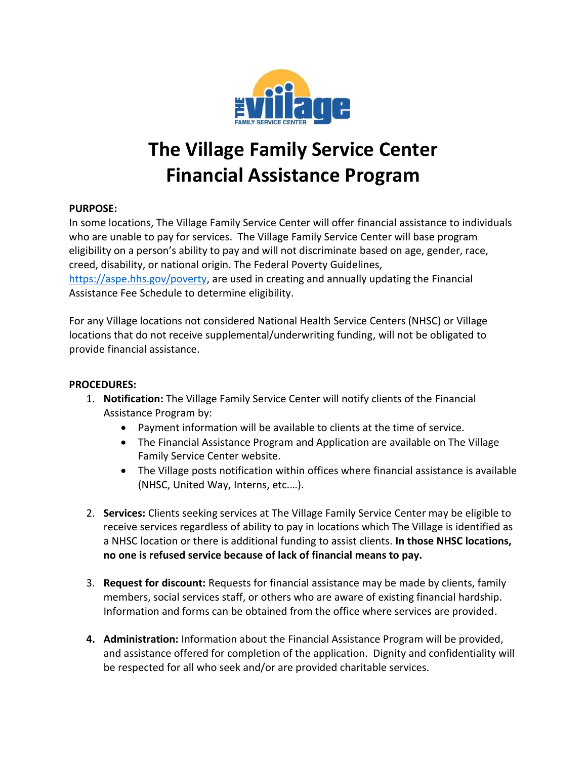# The Village Family Service Center Financial Assistance Program

**PURPOSE:**

In some locations, The Village Family Service Center will offer financial assistance to individuals who are unable to pay for services. The Village Family Service Center will base program eligibility on a person's ability to pay and will not discriminate based on age, gender, race, creed, disability, or national origin. The Federal Poverty Guidelines, https://aspe.hhs.gov/poverty, are used in creating and annually updating the Financial Assistance Fee Schedule to determine eligibility.

For any Village locations not considered National Health Service Centers (NHSC) or Village locations that do not receive supplemental/underwriting funding, will not be obligated to provide financial assistance.

**PROCEDURES:**

1. **Notification:** The Village Family Service Center will notify clients of the Financial Assistance Program by:
   - Payment information will be available to clients at the time of service.
   - The Financial Assistance Program and Application are available on The Village Family Service Center website.
   - The Village posts notification within offices where financial assistance is available (NHSC, United Way, Interns, etc.…).

2. **Services:** Clients seeking services at The Village Family Service Center may be eligible to receive services regardless of ability to pay in locations which The Village is identified as a NHSC location or there is additional funding to assist clients. **In those NHSC locations, no one is refused service because of lack of financial means to pay.**

3. **Request for discount:** Requests for financial assistance may be made by clients, family members, social services staff, or others who are aware of existing financial hardship. Information and forms can be obtained from the office where services are provided.

4. **Administration:** Information about the Financial Assistance Program will be provided, and assistance offered for completion of the application. Dignity and confidentiality will be respected for all who seek and/or are provided charitable services.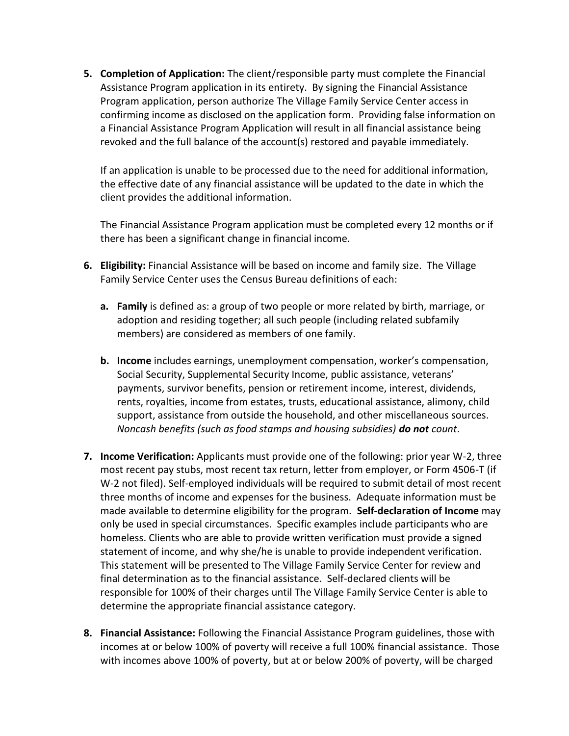5. **Completion of Application:** The client/responsible party must complete the Financial Assistance Program application in its entirety. By signing the Financial Assistance Program application, person authorize The Village Family Service Center access in confirming income as disclosed on the application form. Providing false information on a Financial Assistance Program Application will result in all financial assistance being revoked and the full balance of the account(s) restored and payable immediately.

   If an application is unable to be processed due to the need for additional information, the effective date of any financial assistance will be updated to the date in which the client provides the additional information.

   The Financial Assistance Program application must be completed every 12 months or if there has been a significant change in financial income.

6. **Eligibility:** Financial Assistance will be based on income and family size. The Village Family Service Center uses the Census Bureau definitions of each:

   a. **Family** is defined as: a group of two people or more related by birth, marriage, or adoption and residing together; all such people (including related subfamily members) are considered as members of one family.

   b. **Income** includes earnings, unemployment compensation, worker's compensation, Social Security, Supplemental Security Income, public assistance, veterans' payments, survivor benefits, pension or retirement income, interest, dividends, rents, royalties, income from estates, trusts, educational assistance, alimony, child support, assistance from outside the household, and other miscellaneous sources. *Noncash benefits (such as food stamps and housing subsidies)* ***do not*** *count*.

7. **Income Verification:** Applicants must provide one of the following: prior year W-2, three most recent pay stubs, most recent tax return, letter from employer, or Form 4506-T (if W-2 not filed). Self-employed individuals will be required to submit detail of most recent three months of income and expenses for the business. Adequate information must be made available to determine eligibility for the program. **Self-declaration of Income** may only be used in special circumstances. Specific examples include participants who are homeless. Clients who are able to provide written verification must provide a signed statement of income, and why she/he is unable to provide independent verification. This statement will be presented to The Village Family Service Center for review and final determination as to the financial assistance. Self-declared clients will be responsible for 100% of their charges until The Village Family Service Center is able to determine the appropriate financial assistance category.

8. **Financial Assistance:** Following the Financial Assistance Program guidelines, those with incomes at or below 100% of poverty will receive a full 100% financial assistance. Those with incomes above 100% of poverty, but at or below 200% of poverty, will be charged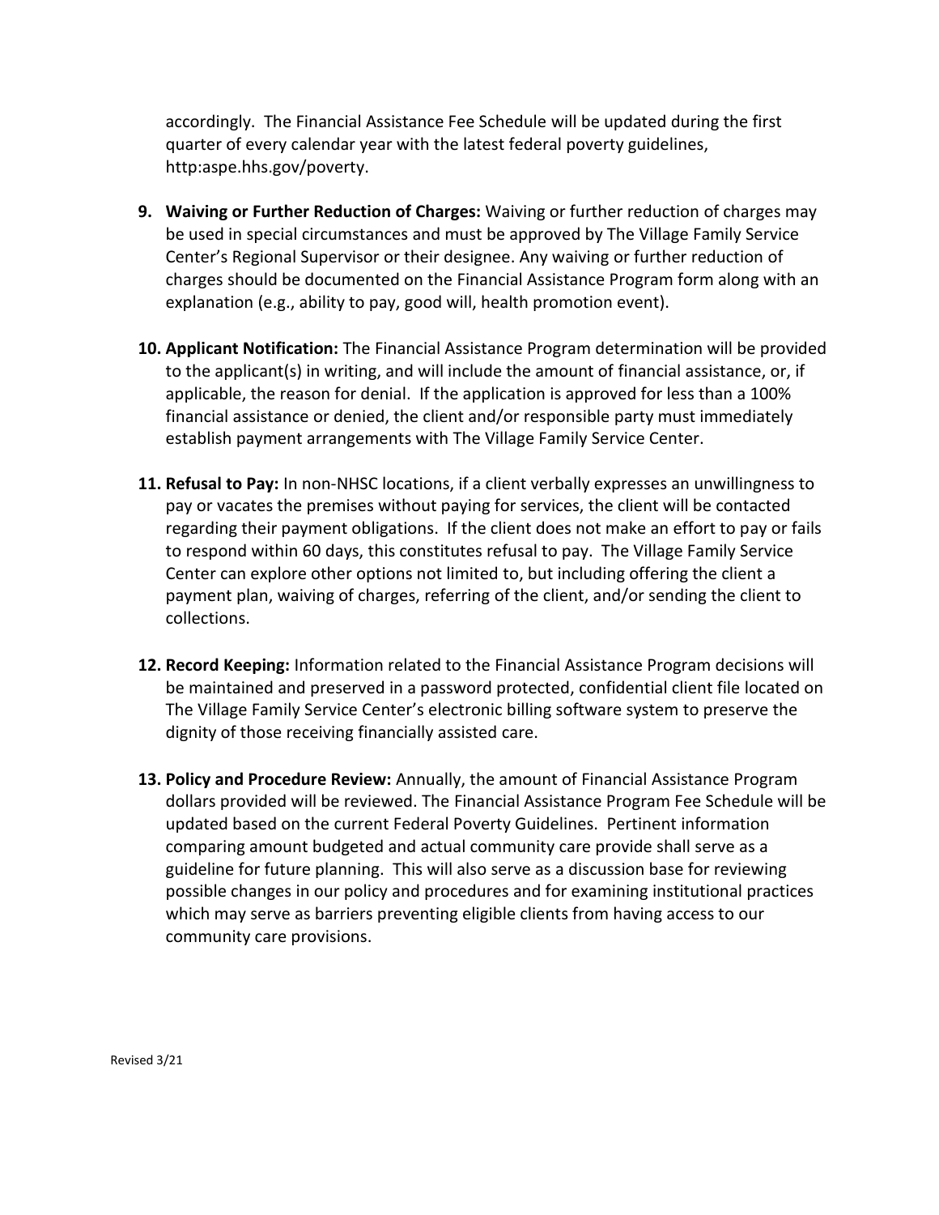accordingly. The Financial Assistance Fee Schedule will be updated during the first quarter of every calendar year with the latest federal poverty guidelines, http:aspe.hhs.gov/poverty.

9. **Waiving or Further Reduction of Charges:** Waiving or further reduction of charges may be used in special circumstances and must be approved by The Village Family Service Center's Regional Supervisor or their designee. Any waiving or further reduction of charges should be documented on the Financial Assistance Program form along with an explanation (e.g., ability to pay, good will, health promotion event).

10. **Applicant Notification:** The Financial Assistance Program determination will be provided to the applicant(s) in writing, and will include the amount of financial assistance, or, if applicable, the reason for denial. If the application is approved for less than a 100% financial assistance or denied, the client and/or responsible party must immediately establish payment arrangements with The Village Family Service Center.

11. **Refusal to Pay:** In non-NHSC locations, if a client verbally expresses an unwillingness to pay or vacates the premises without paying for services, the client will be contacted regarding their payment obligations. If the client does not make an effort to pay or fails to respond within 60 days, this constitutes refusal to pay. The Village Family Service Center can explore other options not limited to, but including offering the client a payment plan, waiving of charges, referring of the client, and/or sending the client to collections.

12. **Record Keeping:** Information related to the Financial Assistance Program decisions will be maintained and preserved in a password protected, confidential client file located on The Village Family Service Center's electronic billing software system to preserve the dignity of those receiving financially assisted care.

13. **Policy and Procedure Review:** Annually, the amount of Financial Assistance Program dollars provided will be reviewed. The Financial Assistance Program Fee Schedule will be updated based on the current Federal Poverty Guidelines. Pertinent information comparing amount budgeted and actual community care provide shall serve as a guideline for future planning. This will also serve as a discussion base for reviewing possible changes in our policy and procedures and for examining institutional practices which may serve as barriers preventing eligible clients from having access to our community care provisions.

Revised 3/21